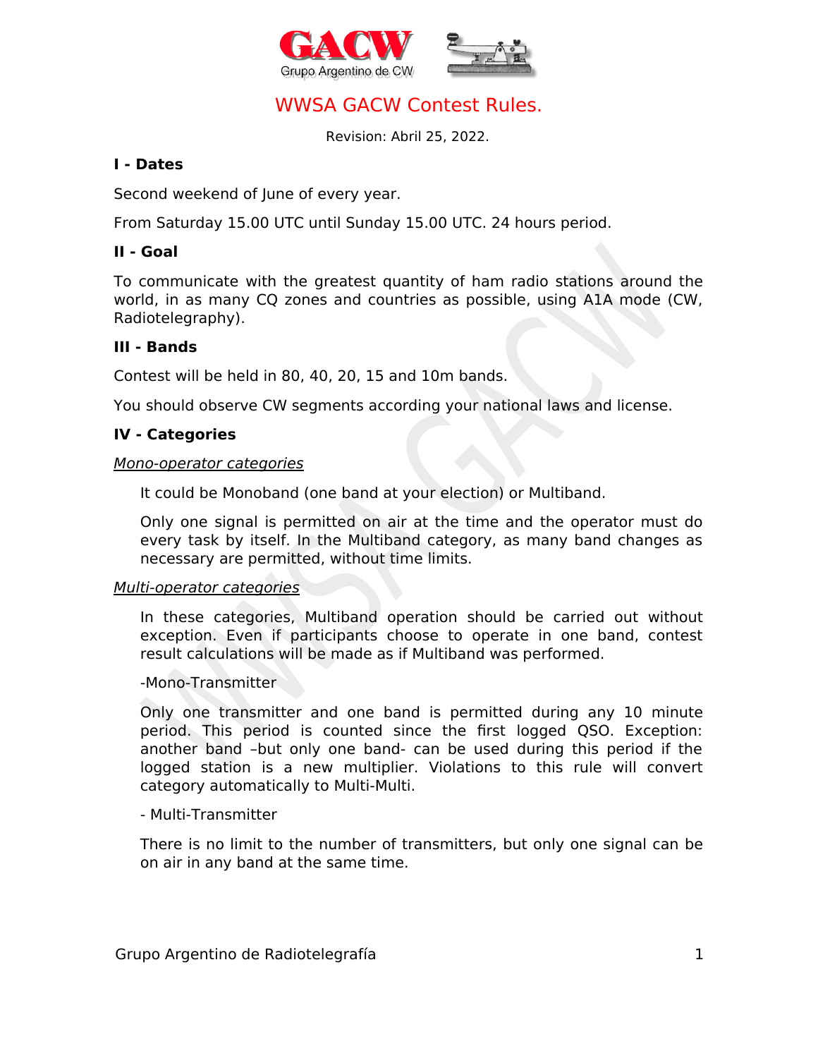GACW Grupo Argentino de CW

# WWSA GACW Contest Rules.

Revision: Abril 25, 2022.

## I - Dates

Second weekend of June of every year.

From Saturday 15.00 UTC until Sunday 15.00 UTC. 24 hours period.

## II - Goal

To communicate with the greatest quantity of ham radio stations around the world, in as many CQ zones and countries as possible, using A1A mode (CW, Radiotelegraphy).

## III - Bands

Contest will be held in 80, 40, 20, 15 and 10m bands.

You should observe CW segments according your national laws and license.

## IV - Categories

*Mono-operator categories*

It could be Monoband (one band at your election) or Multiband.

Only one signal is permitted on air at the time and the operator must do every task by itself. In the Multiband category, as many band changes as necessary are permitted, without time limits.

*Multi-operator categories*

In these categories, Multiband operation should be carried out without exception. Even if participants choose to operate in one band, contest result calculations will be made as if Multiband was performed.

-Mono-Transmitter

Only one transmitter and one band is permitted during any 10 minute period. This period is counted since the first logged QSO. Exception: another band –but only one band- can be used during this period if the logged station is a new multiplier. Violations to this rule will convert category automatically to Multi-Multi.

- Multi-Transmitter

There is no limit to the number of transmitters, but only one signal can be on air in any band at the same time.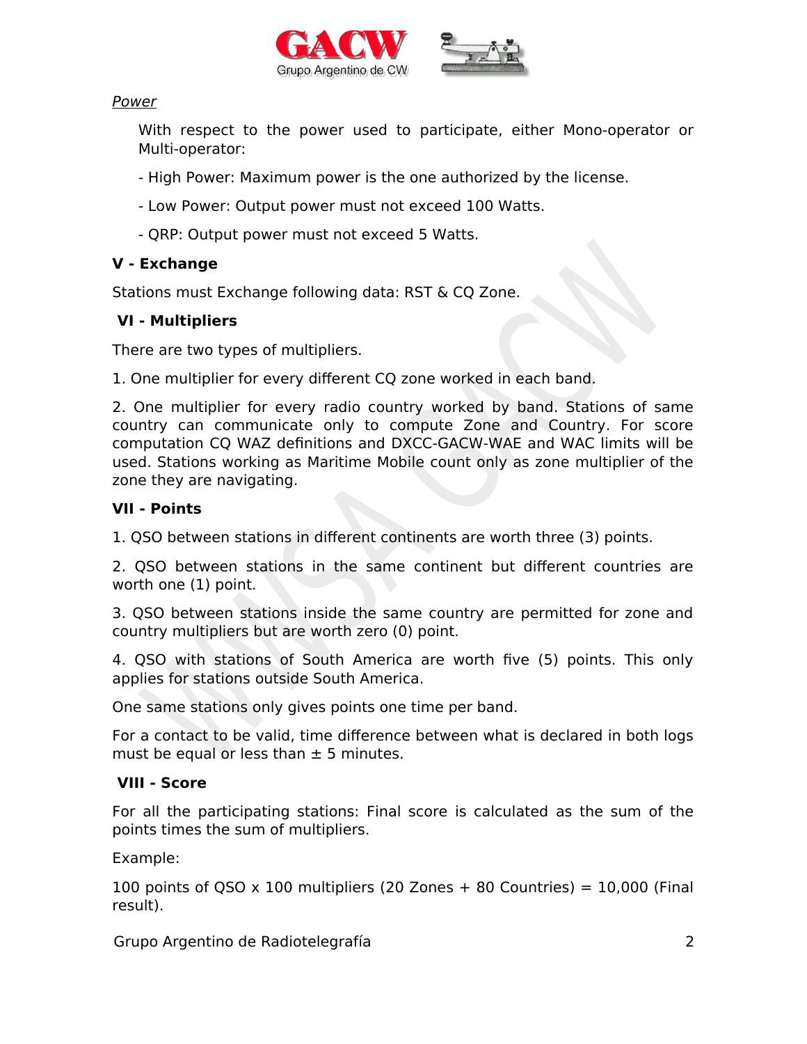*Power*

With respect to the power used to participate, either Mono-operator or Multi-operator:

- High Power: Maximum power is the one authorized by the license.

- Low Power: Output power must not exceed 100 Watts.

- QRP: Output power must not exceed 5 Watts.

**V - Exchange**

Stations must Exchange following data: RST & CQ Zone.

**VI - Multipliers**

There are two types of multipliers.

1. One multiplier for every different CQ zone worked in each band.

2. One multiplier for every radio country worked by band. Stations of same country can communicate only to compute Zone and Country. For score computation CQ WAZ definitions and DXCC-GACW-WAE and WAC limits will be used. Stations working as Maritime Mobile count only as zone multiplier of the zone they are navigating.

**VII - Points**

1. QSO between stations in different continents are worth three (3) points.

2. QSO between stations in the same continent but different countries are worth one (1) point.

3. QSO between stations inside the same country are permitted for zone and country multipliers but are worth zero (0) point.

4. QSO with stations of South America are worth five (5) points. This only applies for stations outside South America.

One same stations only gives points one time per band.

For a contact to be valid, time difference between what is declared in both logs must be equal or less than ± 5 minutes.

**VIII - Score**

For all the participating stations: Final score is calculated as the sum of the points times the sum of multipliers.

Example:

100 points of QSO x 100 multipliers (20 Zones + 80 Countries) = 10,000 (Final result).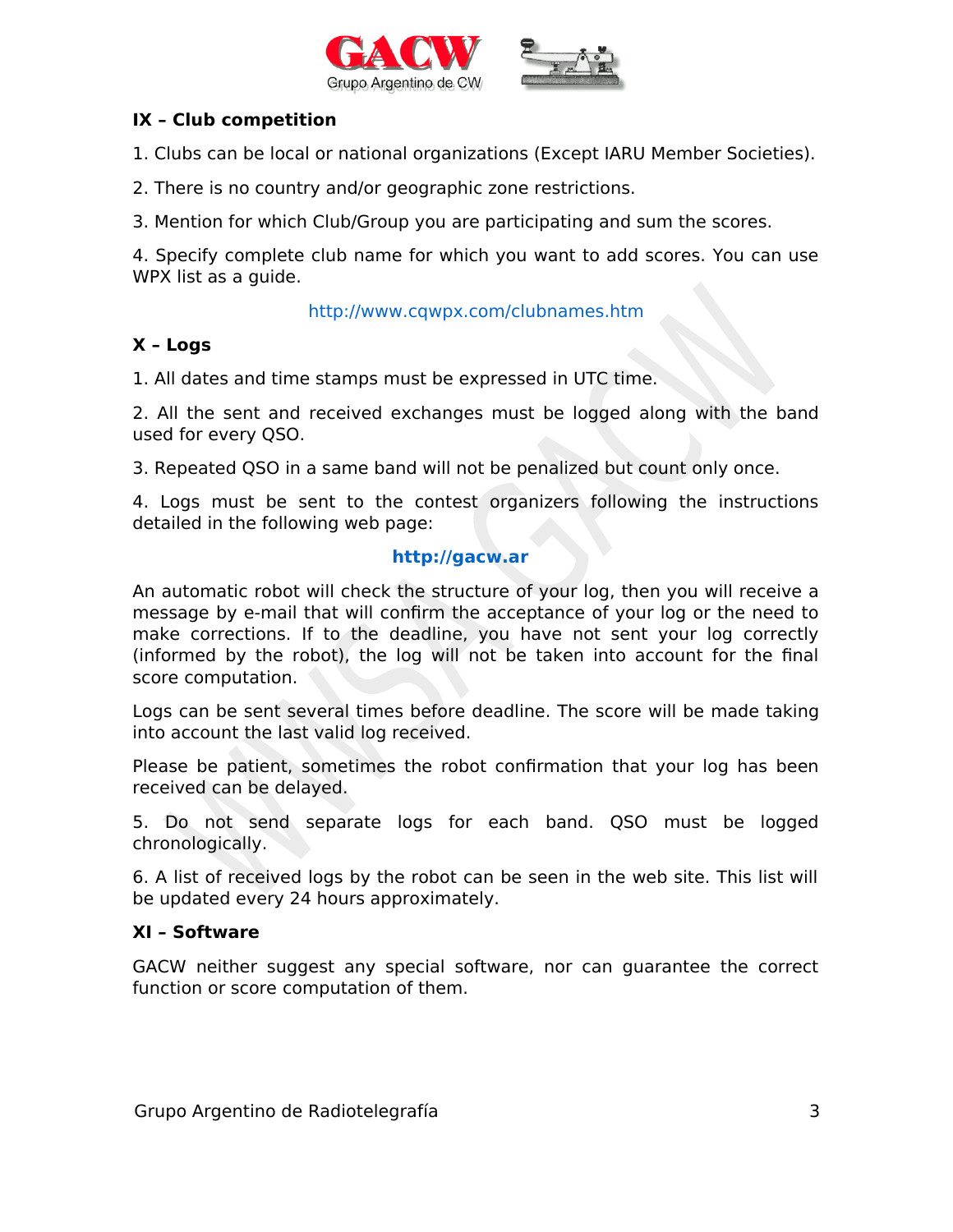## IX – Club competition

1. Clubs can be local or national organizations (Except IARU Member Societies).

2. There is no country and/or geographic zone restrictions.

3. Mention for which Club/Group you are participating and sum the scores.

4. Specify complete club name for which you want to add scores. You can use WPX list as a guide.

http://www.cqwpx.com/clubnames.htm

## X – Logs

1. All dates and time stamps must be expressed in UTC time.

2. All the sent and received exchanges must be logged along with the band used for every QSO.

3. Repeated QSO in a same band will not be penalized but count only once.

4. Logs must be sent to the contest organizers following the instructions detailed in the following web page:

**http://gacw.ar**

An automatic robot will check the structure of your log, then you will receive a message by e-mail that will confirm the acceptance of your log or the need to make corrections. If to the deadline, you have not sent your log correctly (informed by the robot), the log will not be taken into account for the final score computation.

Logs can be sent several times before deadline. The score will be made taking into account the last valid log received.

Please be patient, sometimes the robot confirmation that your log has been received can be delayed.

5. Do not send separate logs for each band. QSO must be logged chronologically.

6. A list of received logs by the robot can be seen in the web site. This list will be updated every 24 hours approximately.

## XI – Software

GACW neither suggest any special software, nor can guarantee the correct function or score computation of them.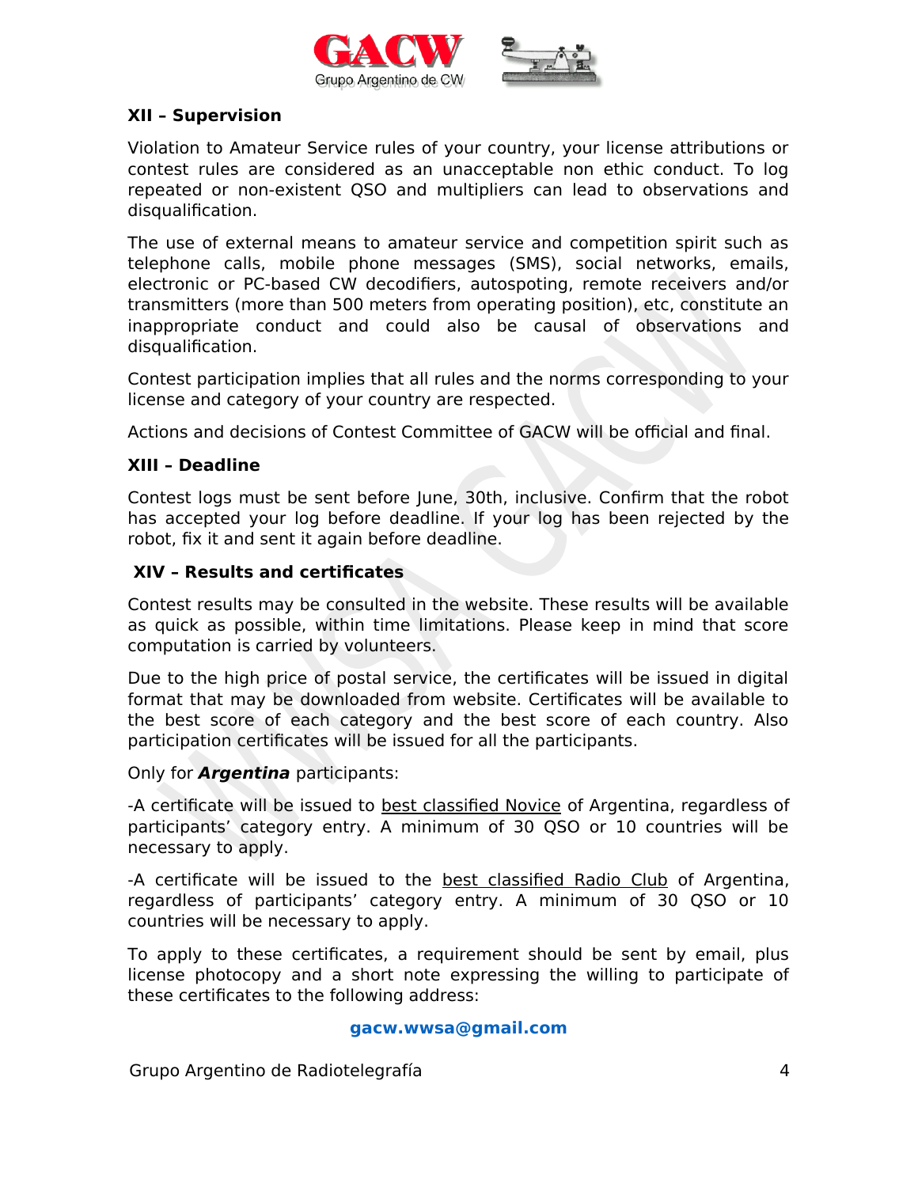## XII – Supervision

Violation to Amateur Service rules of your country, your license attributions or contest rules are considered as an unacceptable non ethic conduct. To log repeated or non-existent QSO and multipliers can lead to observations and disqualification.

The use of external means to amateur service and competition spirit such as telephone calls, mobile phone messages (SMS), social networks, emails, electronic or PC-based CW decodifiers, autospoting, remote receivers and/or transmitters (more than 500 meters from operating position), etc, constitute an inappropriate conduct and could also be causal of observations and disqualification.

Contest participation implies that all rules and the norms corresponding to your license and category of your country are respected.

Actions and decisions of Contest Committee of GACW will be official and final.

## XIII – Deadline

Contest logs must be sent before June, 30th, inclusive. Confirm that the robot has accepted your log before deadline. If your log has been rejected by the robot, fix it and sent it again before deadline.

## XIV – Results and certificates

Contest results may be consulted in the website. These results will be available as quick as possible, within time limitations. Please keep in mind that score computation is carried by volunteers.

Due to the high price of postal service, the certificates will be issued in digital format that may be downloaded from website. Certificates will be available to the best score of each category and the best score of each country. Also participation certificates will be issued for all the participants.

Only for ***Argentina*** participants:

-A certificate will be issued to best classified Novice of Argentina, regardless of participants' category entry. A minimum of 30 QSO or 10 countries will be necessary to apply.

-A certificate will be issued to the best classified Radio Club of Argentina, regardless of participants' category entry. A minimum of 30 QSO or 10 countries will be necessary to apply.

To apply to these certificates, a requirement should be sent by email, plus license photocopy and a short note expressing the willing to participate of these certificates to the following address:

**gacw.wwsa@gmail.com**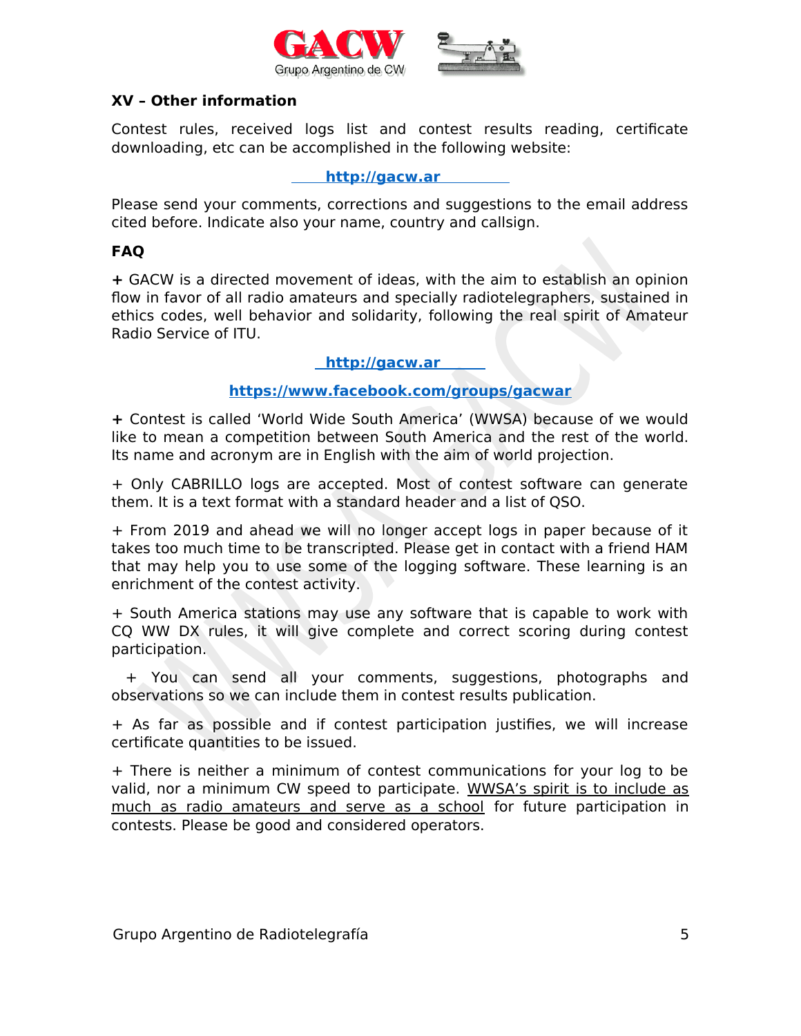## XV – Other information

Contest rules, received logs list and contest results reading, certificate downloading, etc can be accomplished in the following website:

**http://gacw.ar**

Please send your comments, corrections and suggestions to the email address cited before. Indicate also your name, country and callsign.

## FAQ

**+** GACW is a directed movement of ideas, with the aim to establish an opinion flow in favor of all radio amateurs and specially radiotelegraphers, sustained in ethics codes, well behavior and solidarity, following the real spirit of Amateur Radio Service of ITU.

**http://gacw.ar**

**https://www.facebook.com/groups/gacwar**

**+** Contest is called 'World Wide South America' (WWSA) because of we would like to mean a competition between South America and the rest of the world. Its name and acronym are in English with the aim of world projection.

+ Only CABRILLO logs are accepted. Most of contest software can generate them. It is a text format with a standard header and a list of QSO.

+ From 2019 and ahead we will no longer accept logs in paper because of it takes too much time to be transcripted. Please get in contact with a friend HAM that may help you to use some of the logging software. These learning is an enrichment of the contest activity.

+ South America stations may use any software that is capable to work with CQ WW DX rules, it will give complete and correct scoring during contest participation.

+ You can send all your comments, suggestions, photographs and observations so we can include them in contest results publication.

+ As far as possible and if contest participation justifies, we will increase certificate quantities to be issued.

+ There is neither a minimum of contest communications for your log to be valid, nor a minimum CW speed to participate. WWSA's spirit is to include as much as radio amateurs and serve as a school for future participation in contests. Please be good and considered operators.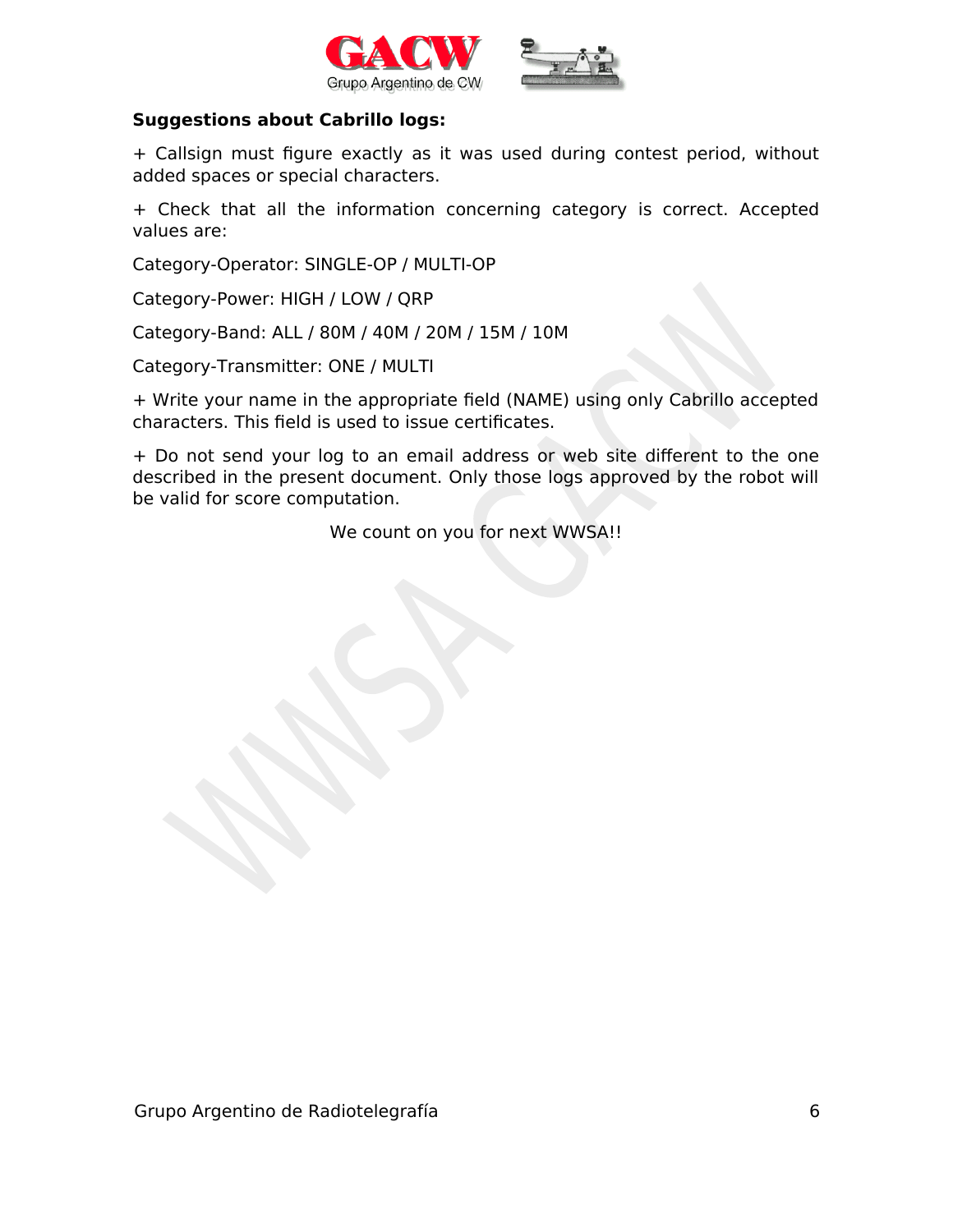**Suggestions about Cabrillo logs:**

+ Callsign must figure exactly as it was used during contest period, without added spaces or special characters.

+ Check that all the information concerning category is correct. Accepted values are:

Category-Operator: SINGLE-OP / MULTI-OP

Category-Power: HIGH / LOW / QRP

Category-Band: ALL / 80M / 40M / 20M / 15M / 10M

Category-Transmitter: ONE / MULTI

+ Write your name in the appropriate field (NAME) using only Cabrillo accepted characters. This field is used to issue certificates.

+ Do not send your log to an email address or web site different to the one described in the present document. Only those logs approved by the robot will be valid for score computation.

We count on you for next WWSA!!